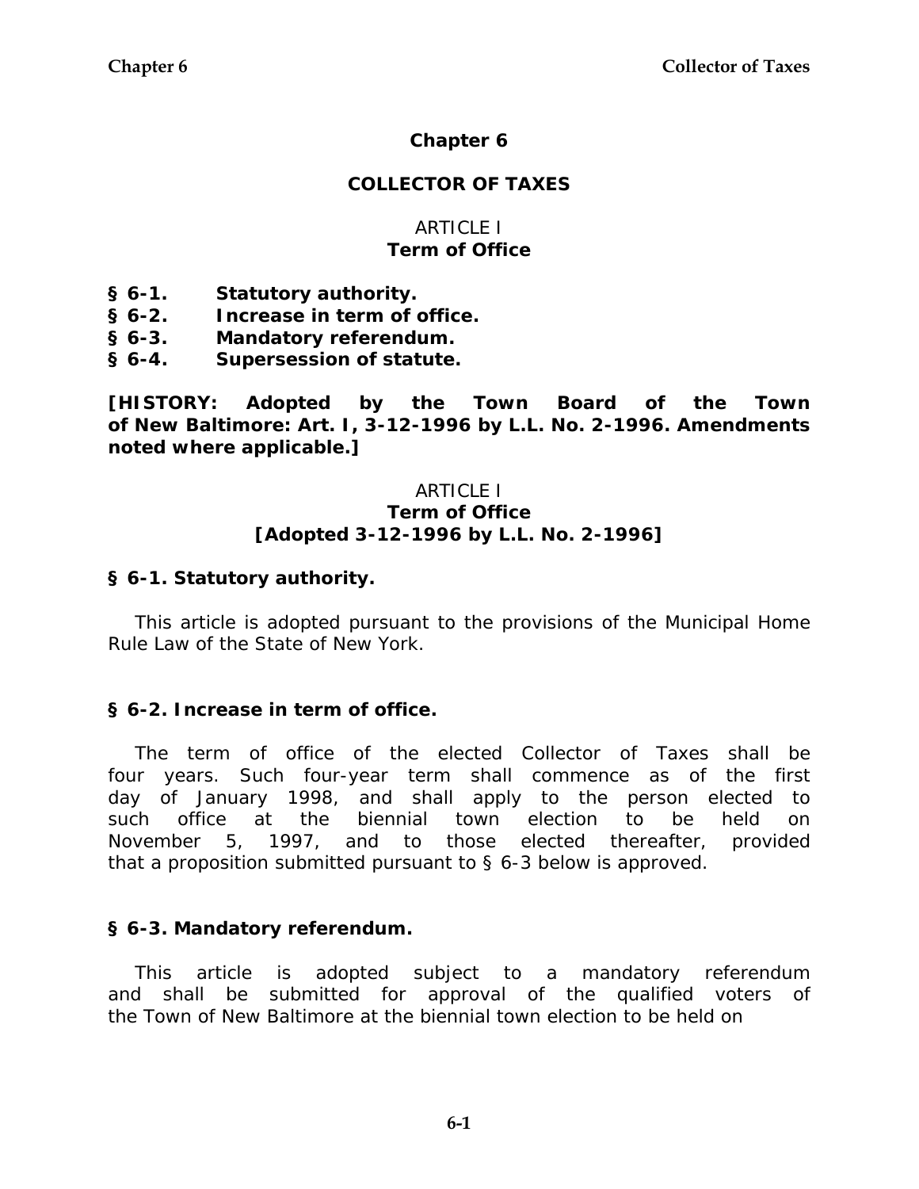# Chapter 6

# COLLECTOR OF TAXES

## ARTICLE I
## Term of Office

**§ 6-1. Statutory authority.**
**§ 6-2. Increase in term of office.**
**§ 6-3. Mandatory referendum.**
**§ 6-4. Supersession of statute.**

**[HISTORY: Adopted by the Town Board of the Town of New Baltimore: Art. I, 3-12-1996 by L.L. No. 2-1996. Amendments noted where applicable.]**

## ARTICLE I
## Term of Office
## [Adopted 3-12-1996 by L.L. No. 2-1996]

### § 6-1. Statutory authority.

This article is adopted pursuant to the provisions of the Municipal Home Rule Law of the State of New York.

### § 6-2. Increase in term of office.

The term of office of the elected Collector of Taxes shall be four years. Such four-year term shall commence as of the first day of January 1998, and shall apply to the person elected to such office at the biennial town election to be held on November 5, 1997, and to those elected thereafter, provided that a proposition submitted pursuant to § 6-3 below is approved.

### § 6-3. Mandatory referendum.

This article is adopted subject to a mandatory referendum and shall be submitted for approval of the qualified voters of the Town of New Baltimore at the biennial town election to be held on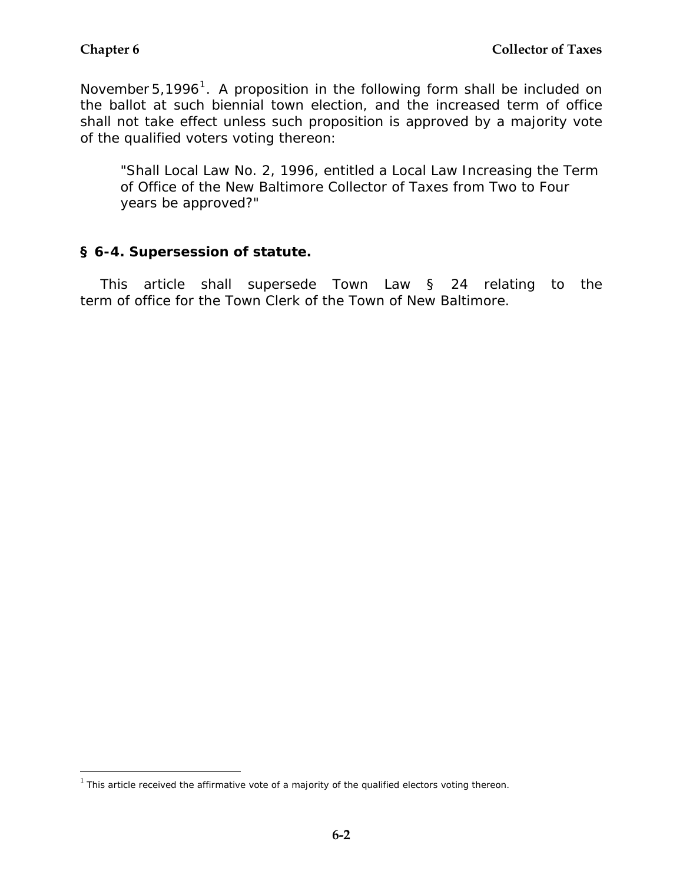November 5,1996[1]. A proposition in the following form shall be included on the ballot at such biennial town election, and the increased term of office shall not take effect unless such proposition is approved by a majority vote of the qualified voters voting thereon:

> "Shall Local Law No. 2, 1996, entitled a Local Law Increasing the Term of Office of the New Baltimore Collector of Taxes from Two to Four years be approved?"

### § 6-4. Supersession of statute.

This article shall supersede Town Law § 24 relating to the term of office for the Town Clerk of the Town of New Baltimore.

[1] This article received the affirmative vote of a majority of the qualified electors voting thereon.